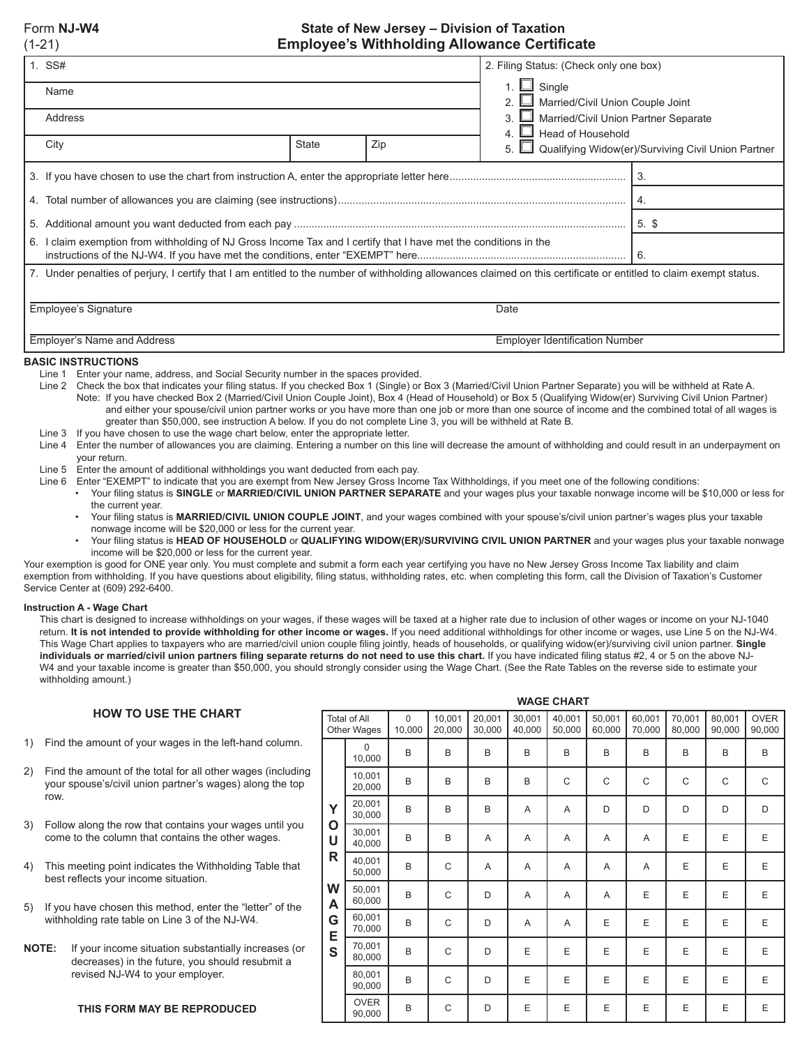Form **NJ-W4**
(1-21)

# State of New Jersey – Division of Taxation
## Employee's Withholding Allowance Certificate

| | |
|---|---|
| 1. SS# | 2. Filing Status: (Check only one box) |
| Name | 1. ☐ Single |
| | 2. ☐ Married/Civil Union Couple Joint |
| Address | 3. ☐ Married/Civil Union Partner Separate |
| | 4. ☐ Head of Household |
| City / State / Zip | 5. ☐ Qualifying Widow(er)/Surviving Civil Union Partner |

| | |
|---|---|
| 3. If you have chosen to use the chart from instruction A, enter the appropriate letter here | 3. |
| 4. Total number of allowances you are claiming (see instructions) | 4. |
| 5. Additional amount you want deducted from each pay | 5. $ |
| 6. I claim exemption from withholding of NJ Gross Income Tax and I certify that I have met the conditions in the instructions of the NJ-W4. If you have met the conditions, enter "EXEMPT" here | 6. |

7. Under penalties of perjury, I certify that I am entitled to the number of withholding allowances claimed on this certificate or entitled to claim exempt status.

Employee's Signature ______________________ Date ______________________

Employer's Name and Address ______________________ Employer Identification Number ______________________

### BASIC INSTRUCTIONS

Line 1 Enter your name, address, and Social Security number in the spaces provided.

Line 2 Check the box that indicates your filing status. If you checked Box 1 (Single) or Box 3 (Married/Civil Union Partner Separate) you will be withheld at Rate A.

Note: If you have checked Box 2 (Married/Civil Union Couple Joint), Box 4 (Head of Household) or Box 5 (Qualifying Widow(er) Surviving Civil Union Partner) and either your spouse/civil union partner works or you have more than one job or more than one source of income and the combined total of all wages is greater than $50,000, see instruction A below. If you do not complete Line 3, you will be withheld at Rate B.

Line 3 If you have chosen to use the wage chart below, enter the appropriate letter.

Line 4 Enter the number of allowances you are claiming. Entering a number on this line will decrease the amount of withholding and could result in an underpayment on your return.

Line 5 Enter the amount of additional withholdings you want deducted from each pay.

Line 6 Enter "EXEMPT" to indicate that you are exempt from New Jersey Gross Income Tax Withholdings, if you meet one of the following conditions:

- Your filing status is **SINGLE** or **MARRIED/CIVIL UNION PARTNER SEPARATE** and your wages plus your taxable nonwage income will be $10,000 or less for the current year.
- Your filing status is **MARRIED/CIVIL UNION COUPLE JOINT**, and your wages combined with your spouse's/civil union partner's wages plus your taxable nonwage income will be $20,000 or less for the current year.
- Your filing status is **HEAD OF HOUSEHOLD** or **QUALIFYING WIDOW(ER)/SURVIVING CIVIL UNION PARTNER** and your wages plus your taxable nonwage income will be $20,000 or less for the current year.

Your exemption is good for ONE year only. You must complete and submit a form each year certifying you have no New Jersey Gross Income Tax liability and claim exemption from withholding. If you have questions about eligibility, filing status, withholding rates, etc. when completing this form, call the Division of Taxation's Customer Service Center at (609) 292-6400.

#### Instruction A - Wage Chart

This chart is designed to increase withholdings on your wages, if these wages will be taxed at a higher rate due to inclusion of other wages or income on your NJ-1040 return. **It is not intended to provide withholding for other income or wages.** If you need additional withholdings for other income or wages, use Line 5 on the NJ-W4. This Wage Chart applies to taxpayers who are married/civil union couple filing jointly, heads of households, or qualifying widow(er)/surviving civil union partner. **Single individuals or married/civil union partners filing separate returns do not need to use this chart.** If you have indicated filing status #2, 4 or 5 on the above NJ-W4 and your taxable income is greater than $50,000, you should strongly consider using the Wage Chart. (See the Rate Tables on the reverse side to estimate your withholding amount.)

#### HOW TO USE THE CHART

1) Find the amount of your wages in the left-hand column.
2) Find the amount of the total for all other wages (including your spouse's/civil union partner's wages) along the top row.
3) Follow along the row that contains your wages until you come to the column that contains the other wages.
4) This meeting point indicates the Withholding Table that best reflects your income situation.
5) If you have chosen this method, enter the "letter" of the withholding rate table on Line 3 of the NJ-W4.

**NOTE:** If your income situation substantially increases (or decreases) in the future, you should resubmit a revised NJ-W4 to your employer.

**THIS FORM MAY BE REPRODUCED**

#### WAGE CHART

| YOUR WAGES \ Total of All Other Wages | 0 – 10,000 | 10,001 – 20,000 | 20,001 – 30,000 | 30,001 – 40,000 | 40,001 – 50,000 | 50,001 – 60,000 | 60,001 – 70,000 | 70,001 – 80,000 | 80,001 – 90,000 | OVER 90,000 |
|---|---|---|---|---|---|---|---|---|---|---|
| 0 – 10,000 | B | B | B | B | B | B | B | B | B | B |
| 10,001 – 20,000 | B | B | B | B | C | C | C | C | C | C |
| 20,001 – 30,000 | B | B | B | A | A | D | D | D | D | D |
| 30,001 – 40,000 | B | B | A | A | A | A | A | E | E | E |
| 40,001 – 50,000 | B | C | A | A | A | A | A | E | E | E |
| 50,001 – 60,000 | B | C | D | A | A | A | E | E | E | E |
| 60,001 – 70,000 | B | C | D | A | A | E | E | E | E | E |
| 70,001 – 80,000 | B | C | D | E | E | E | E | E | E | E |
| 80,001 – 90,000 | B | C | D | E | E | E | E | E | E | E |
| OVER 90,000 | B | C | D | E | E | E | E | E | E | E |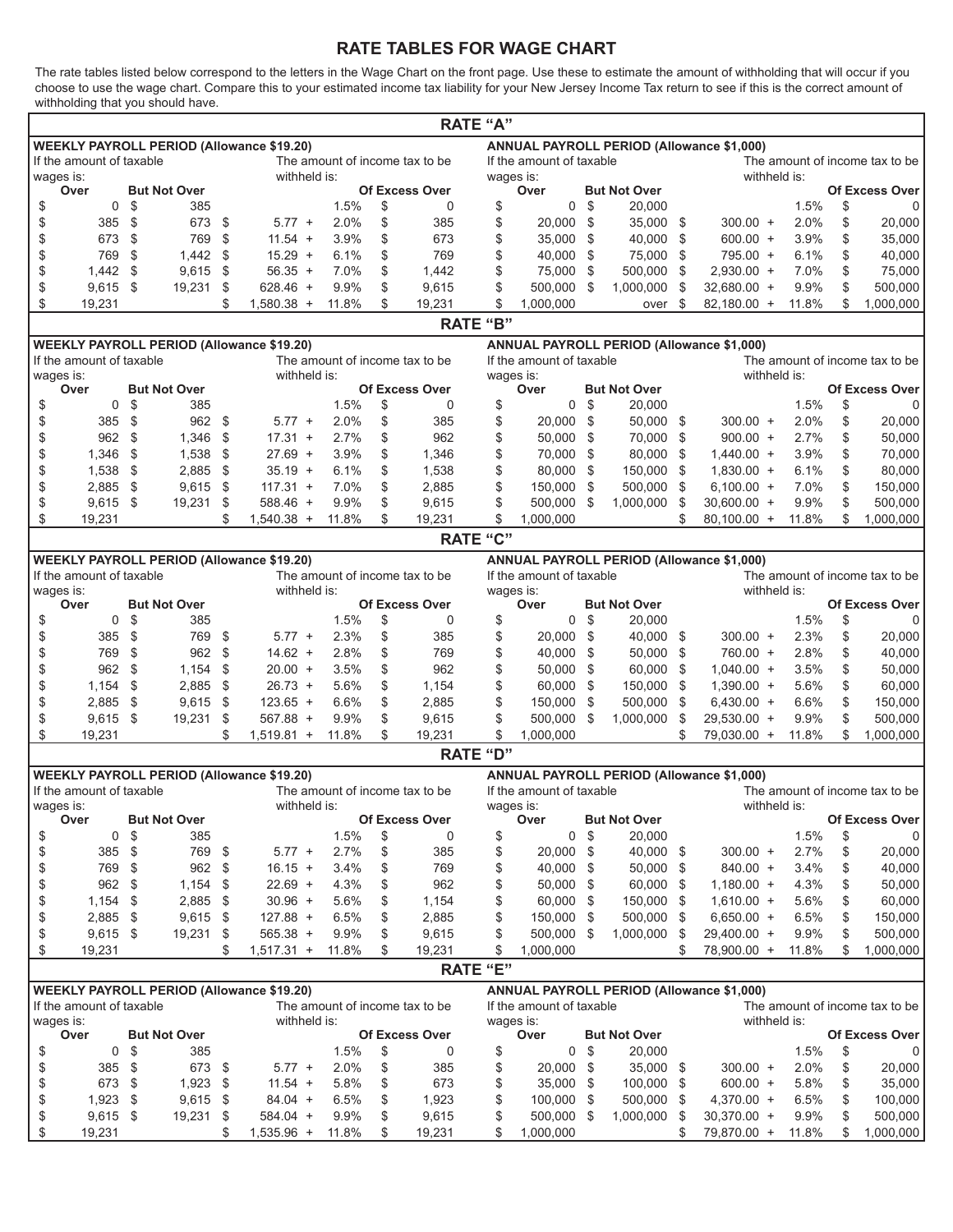# RATE TABLES FOR WAGE CHART

The rate tables listed below correspond to the letters in the Wage Chart on the front page. Use these to estimate the amount of withholding that will occur if you choose to use the wage chart. Compare this to your estimated income tax liability for your New Jersey Income Tax return to see if this is the correct amount of withholding that you should have.

## RATE "A"

**WEEKLY PAYROLL PERIOD (Allowance $19.20)**

| If the amount of taxable wages is: Over | But Not Over | The amount of income tax to be withheld is: | | Of Excess Over |
|---|---|---|---|---|
| $ 0 | $ 385 | | 1.5% | $ 0 |
| $ 385 | $ 673 | $ 5.77 + | 2.0% | $ 385 |
| $ 673 | $ 769 | $ 11.54 + | 3.9% | $ 673 |
| $ 769 | $ 1,442 | $ 15.29 + | 6.1% | $ 769 |
| $ 1,442 | $ 9,615 | $ 56.35 + | 7.0% | $ 1,442 |
| $ 9,615 | $ 19,231 | $ 628.46 + | 9.9% | $ 9,615 |
| $ 19,231 | | $ 1,580.38 + | 11.8% | $ 19,231 |

**ANNUAL PAYROLL PERIOD (Allowance $1,000)**

| If the amount of taxable wages is: Over | But Not Over | The amount of income tax to be withheld is: | | Of Excess Over |
|---|---|---|---|---|
| $ 0 | $ 20,000 | | 1.5% | $ 0 |
| $ 20,000 | $ 35,000 | $ 300.00 + | 2.0% | $ 20,000 |
| $ 35,000 | $ 40,000 | $ 600.00 + | 3.9% | $ 35,000 |
| $ 40,000 | $ 75,000 | $ 795.00 + | 6.1% | $ 40,000 |
| $ 75,000 | $ 500,000 | $ 2,930.00 + | 7.0% | $ 75,000 |
| $ 500,000 | $ 1,000,000 | $ 32,680.00 + | 9.9% | $ 500,000 |
| $ 1,000,000 | over | $ 82,180.00 + | 11.8% | $ 1,000,000 |

## RATE "B"

**WEEKLY PAYROLL PERIOD (Allowance $19.20)**

| If the amount of taxable wages is: Over | But Not Over | The amount of income tax to be withheld is: | | Of Excess Over |
|---|---|---|---|---|
| $ 0 | $ 385 | | 1.5% | $ 0 |
| $ 385 | $ 962 | $ 5.77 + | 2.0% | $ 385 |
| $ 962 | $ 1,346 | $ 17.31 + | 2.7% | $ 962 |
| $ 1,346 | $ 1,538 | $ 27.69 + | 3.9% | $ 1,346 |
| $ 1,538 | $ 2,885 | $ 35.19 + | 6.1% | $ 1,538 |
| $ 2,885 | $ 9,615 | $ 117.31 + | 7.0% | $ 2,885 |
| $ 9,615 | $ 19,231 | $ 588.46 + | 9.9% | $ 9,615 |
| $ 19,231 | | $ 1,540.38 + | 11.8% | $ 19,231 |

**ANNUAL PAYROLL PERIOD (Allowance $1,000)**

| If the amount of taxable wages is: Over | But Not Over | The amount of income tax to be withheld is: | | Of Excess Over |
|---|---|---|---|---|
| $ 0 | $ 20,000 | | 1.5% | $ 0 |
| $ 20,000 | $ 50,000 | $ 300.00 + | 2.0% | $ 20,000 |
| $ 50,000 | $ 70,000 | $ 900.00 + | 2.7% | $ 50,000 |
| $ 70,000 | $ 80,000 | $ 1,440.00 + | 3.9% | $ 70,000 |
| $ 80,000 | $ 150,000 | $ 1,830.00 + | 6.1% | $ 80,000 |
| $ 150,000 | $ 500,000 | $ 6,100.00 + | 7.0% | $ 150,000 |
| $ 500,000 | $ 1,000,000 | $ 30,600.00 + | 9.9% | $ 500,000 |
| $ 1,000,000 | | $ 80,100.00 + | 11.8% | $ 1,000,000 |

## RATE "C"

**WEEKLY PAYROLL PERIOD (Allowance $19.20)**

| If the amount of taxable wages is: Over | But Not Over | The amount of income tax to be withheld is: | | Of Excess Over |
|---|---|---|---|---|
| $ 0 | $ 385 | | 1.5% | $ 0 |
| $ 385 | $ 769 | $ 5.77 + | 2.3% | $ 385 |
| $ 769 | $ 962 | $ 14.62 + | 2.8% | $ 769 |
| $ 962 | $ 1,154 | $ 20.00 + | 3.5% | $ 962 |
| $ 1,154 | $ 2,885 | $ 26.73 + | 5.6% | $ 1,154 |
| $ 2,885 | $ 9,615 | $ 123.65 + | 6.6% | $ 2,885 |
| $ 9,615 | $ 19,231 | $ 567.88 + | 9.9% | $ 9,615 |
| $ 19,231 | | $ 1,519.81 + | 11.8% | $ 19,231 |

**ANNUAL PAYROLL PERIOD (Allowance $1,000)**

| If the amount of taxable wages is: Over | But Not Over | The amount of income tax to be withheld is: | | Of Excess Over |
|---|---|---|---|---|
| $ 0 | $ 20,000 | | 1.5% | $ 0 |
| $ 20,000 | $ 40,000 | $ 300.00 + | 2.3% | $ 20,000 |
| $ 40,000 | $ 50,000 | $ 760.00 + | 2.8% | $ 40,000 |
| $ 50,000 | $ 60,000 | $ 1,040.00 + | 3.5% | $ 50,000 |
| $ 60,000 | $ 150,000 | $ 1,390.00 + | 5.6% | $ 60,000 |
| $ 150,000 | $ 500,000 | $ 6,430.00 + | 6.6% | $ 150,000 |
| $ 500,000 | $ 1,000,000 | $ 29,530.00 + | 9.9% | $ 500,000 |
| $ 1,000,000 | | $ 79,030.00 + | 11.8% | $ 1,000,000 |

## RATE "D"

**WEEKLY PAYROLL PERIOD (Allowance $19.20)**

| If the amount of taxable wages is: Over | But Not Over | The amount of income tax to be withheld is: | | Of Excess Over |
|---|---|---|---|---|
| $ 0 | $ 385 | | 1.5% | $ 0 |
| $ 385 | $ 769 | $ 5.77 + | 2.7% | $ 385 |
| $ 769 | $ 962 | $ 16.15 + | 3.4% | $ 769 |
| $ 962 | $ 1,154 | $ 22.69 + | 4.3% | $ 962 |
| $ 1,154 | $ 2,885 | $ 30.96 + | 5.6% | $ 1,154 |
| $ 2,885 | $ 9,615 | $ 127.88 + | 6.5% | $ 2,885 |
| $ 9,615 | $ 19,231 | $ 565.38 + | 9.9% | $ 9,615 |
| $ 19,231 | | $ 1,517.31 + | 11.8% | $ 19,231 |

**ANNUAL PAYROLL PERIOD (Allowance $1,000)**

| If the amount of taxable wages is: Over | But Not Over | The amount of income tax to be withheld is: | | Of Excess Over |
|---|---|---|---|---|
| $ 0 | $ 20,000 | | 1.5% | $ 0 |
| $ 20,000 | $ 40,000 | $ 300.00 + | 2.7% | $ 20,000 |
| $ 40,000 | $ 50,000 | $ 840.00 + | 3.4% | $ 40,000 |
| $ 50,000 | $ 60,000 | $ 1,180.00 + | 4.3% | $ 50,000 |
| $ 60,000 | $ 150,000 | $ 1,610.00 + | 5.6% | $ 60,000 |
| $ 150,000 | $ 500,000 | $ 6,650.00 + | 6.5% | $ 150,000 |
| $ 500,000 | $ 1,000,000 | $ 29,400.00 + | 9.9% | $ 500,000 |
| $ 1,000,000 | | $ 78,900.00 + | 11.8% | $ 1,000,000 |

## RATE "E"

**WEEKLY PAYROLL PERIOD (Allowance $19.20)**

| If the amount of taxable wages is: Over | But Not Over | The amount of income tax to be withheld is: | | Of Excess Over |
|---|---|---|---|---|
| $ 0 | $ 385 | | 1.5% | $ 0 |
| $ 385 | $ 673 | $ 5.77 + | 2.0% | $ 385 |
| $ 673 | $ 1,923 | $ 11.54 + | 5.8% | $ 673 |
| $ 1,923 | $ 9,615 | $ 84.04 + | 6.5% | $ 1,923 |
| $ 9,615 | $ 19,231 | $ 584.04 + | 9.9% | $ 9,615 |
| $ 19,231 | | $ 1,535.96 + | 11.8% | $ 19,231 |

**ANNUAL PAYROLL PERIOD (Allowance $1,000)**

| If the amount of taxable wages is: Over | But Not Over | The amount of income tax to be withheld is: | | Of Excess Over |
|---|---|---|---|---|
| $ 0 | $ 20,000 | | 1.5% | $ 0 |
| $ 20,000 | $ 35,000 | $ 300.00 + | 2.0% | $ 20,000 |
| $ 35,000 | $ 100,000 | $ 600.00 + | 5.8% | $ 35,000 |
| $ 100,000 | $ 500,000 | $ 4,370.00 + | 6.5% | $ 100,000 |
| $ 500,000 | $ 1,000,000 | $ 30,370.00 + | 9.9% | $ 500,000 |
| $ 1,000,000 | | $ 79,870.00 + | 11.8% | $ 1,000,000 |